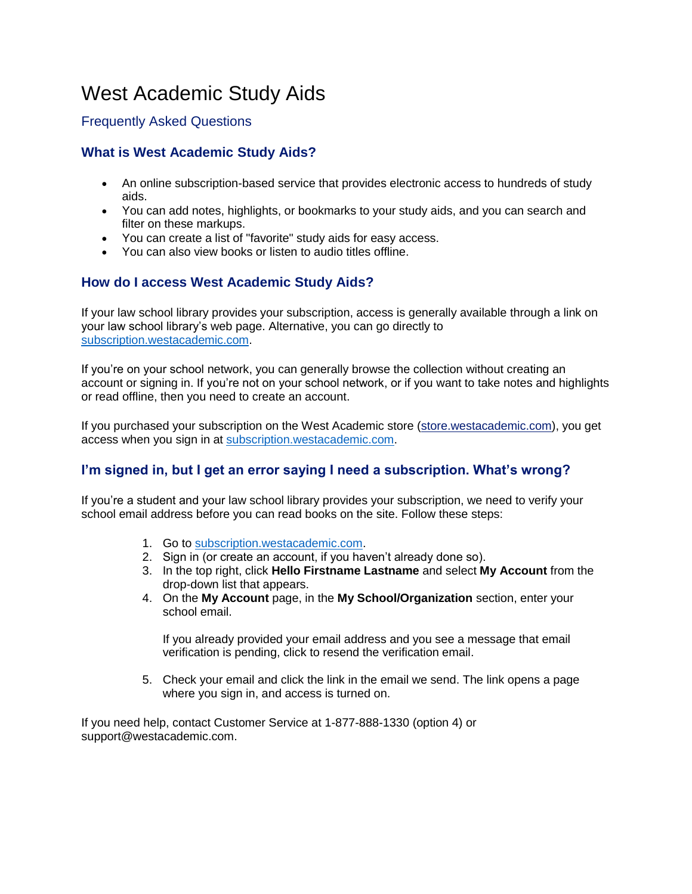# West Academic Study Aids

## Frequently Asked Questions

### What is West Academic Study Aids?

- An online subscription-based service that provides electronic access to hundreds of study aids.
- You can add notes, highlights, or bookmarks to your study aids, and you can search and filter on these markups.
- You can create a list of "favorite" study aids for easy access.
- You can also view books or listen to audio titles offline.

### How do I access West Academic Study Aids?

If your law school library provides your subscription, access is generally available through a link on your law school library's web page. Alternative, you can go directly to [subscription.westacademic.com](subscription.westacademic.com).

If you're on your school network, you can generally browse the collection without creating an account or signing in. If you're not on your school network, or if you want to take notes and highlights or read offline, then you need to create an account.

If you purchased your subscription on the West Academic store ([store.westacademic.com](store.westacademic.com)), you get access when you sign in at [subscription.westacademic.com](subscription.westacademic.com).

### I'm signed in, but I get an error saying I need a subscription. What's wrong?

If you're a student and your law school library provides your subscription, we need to verify your school email address before you can read books on the site. Follow these steps:

1. Go to [subscription.westacademic.com](subscription.westacademic.com).
2. Sign in (or create an account, if you haven't already done so).
3. In the top right, click **Hello Firstname Lastname** and select **My Account** from the drop-down list that appears.
4. On the **My Account** page, in the **My School/Organization** section, enter your school email.

   If you already provided your email address and you see a message that email verification is pending, click to resend the verification email.

5. Check your email and click the link in the email we send. The link opens a page where you sign in, and access is turned on.

If you need help, contact Customer Service at 1-877-888-1330 (option 4) or support@westacademic.com.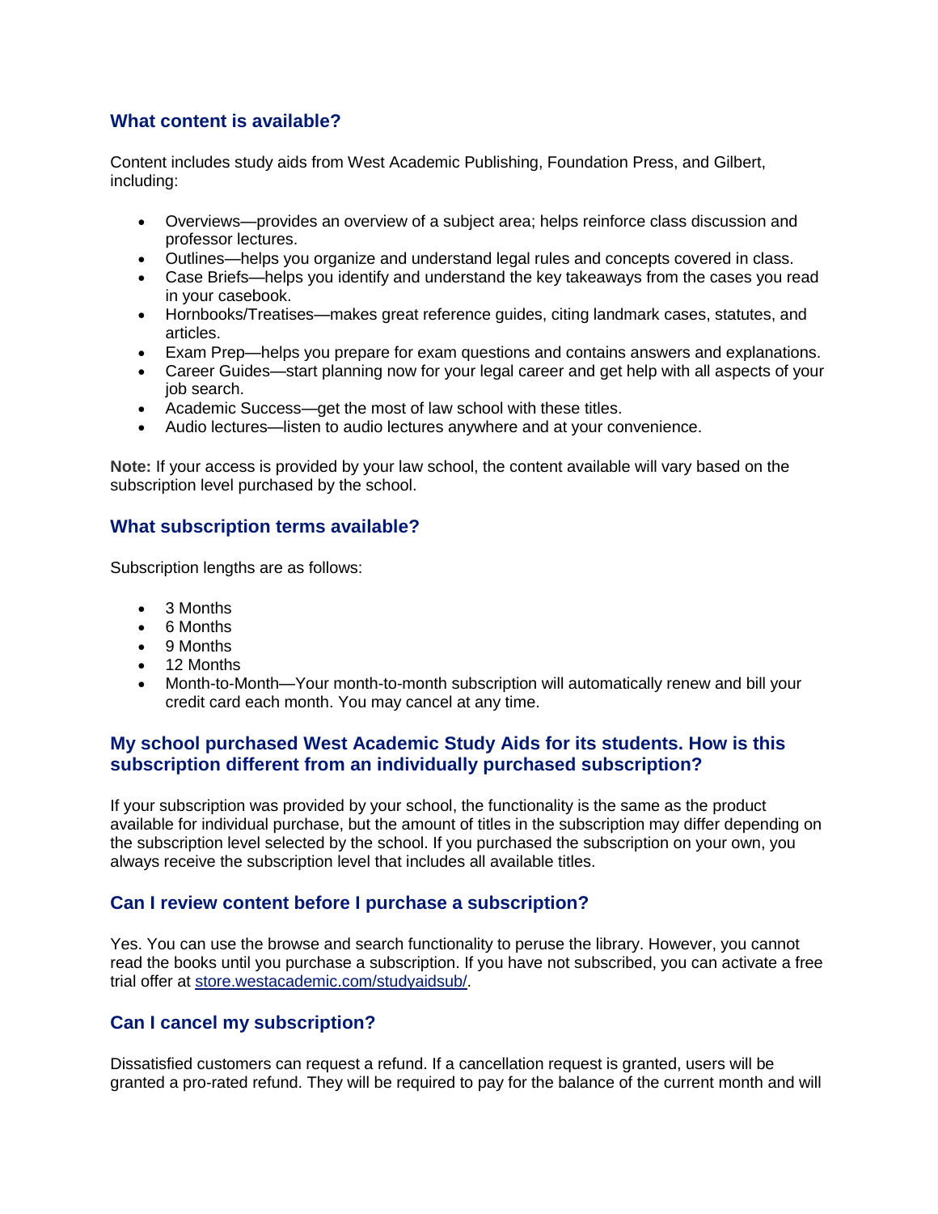## What content is available?

Content includes study aids from West Academic Publishing, Foundation Press, and Gilbert, including:

- Overviews—provides an overview of a subject area; helps reinforce class discussion and professor lectures.
- Outlines—helps you organize and understand legal rules and concepts covered in class.
- Case Briefs—helps you identify and understand the key takeaways from the cases you read in your casebook.
- Hornbooks/Treatises—makes great reference guides, citing landmark cases, statutes, and articles.
- Exam Prep—helps you prepare for exam questions and contains answers and explanations.
- Career Guides—start planning now for your legal career and get help with all aspects of your job search.
- Academic Success—get the most of law school with these titles.
- Audio lectures—listen to audio lectures anywhere and at your convenience.

**Note:** If your access is provided by your law school, the content available will vary based on the subscription level purchased by the school.

## What subscription terms available?

Subscription lengths are as follows:

- 3 Months
- 6 Months
- 9 Months
- 12 Months
- Month-to-Month—Your month-to-month subscription will automatically renew and bill your credit card each month. You may cancel at any time.

## My school purchased West Academic Study Aids for its students. How is this subscription different from an individually purchased subscription?

If your subscription was provided by your school, the functionality is the same as the product available for individual purchase, but the amount of titles in the subscription may differ depending on the subscription level selected by the school. If you purchased the subscription on your own, you always receive the subscription level that includes all available titles.

## Can I review content before I purchase a subscription?

Yes. You can use the browse and search functionality to peruse the library. However, you cannot read the books until you purchase a subscription. If you have not subscribed, you can activate a free trial offer at [store.westacademic.com/studyaidsub/](store.westacademic.com/studyaidsub/).

## Can I cancel my subscription?

Dissatisfied customers can request a refund. If a cancellation request is granted, users will be granted a pro-rated refund. They will be required to pay for the balance of the current month and will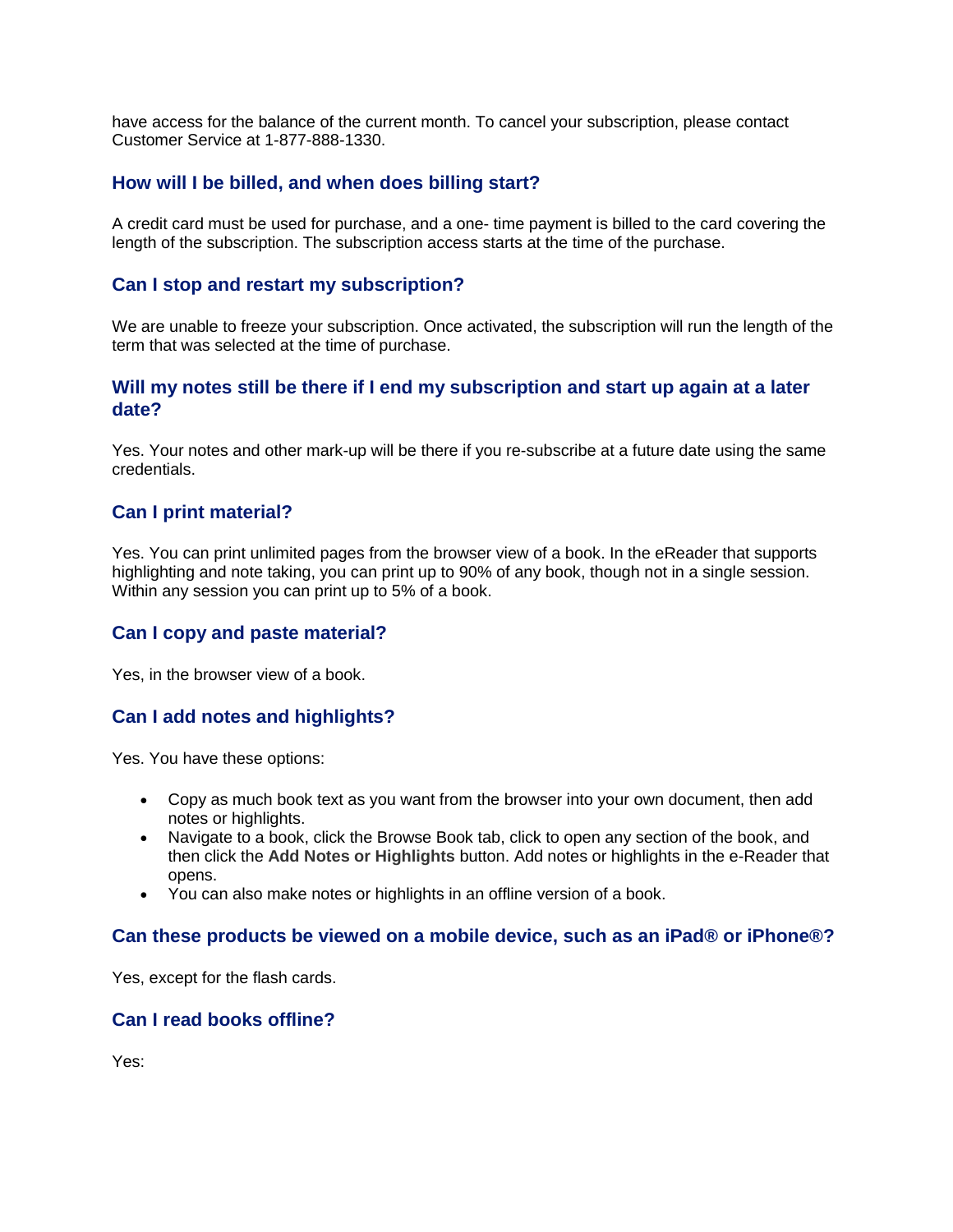have access for the balance of the current month. To cancel your subscription, please contact Customer Service at 1-877-888-1330.

### How will I be billed, and when does billing start?

A credit card must be used for purchase, and a one- time payment is billed to the card covering the length of the subscription. The subscription access starts at the time of the purchase.

### Can I stop and restart my subscription?

We are unable to freeze your subscription. Once activated, the subscription will run the length of the term that was selected at the time of purchase.

### Will my notes still be there if I end my subscription and start up again at a later date?

Yes. Your notes and other mark-up will be there if you re-subscribe at a future date using the same credentials.

### Can I print material?

Yes. You can print unlimited pages from the browser view of a book. In the eReader that supports highlighting and note taking, you can print up to 90% of any book, though not in a single session. Within any session you can print up to 5% of a book.

### Can I copy and paste material?

Yes, in the browser view of a book.

### Can I add notes and highlights?

Yes. You have these options:

- Copy as much book text as you want from the browser into your own document, then add notes or highlights.
- Navigate to a book, click the Browse Book tab, click to open any section of the book, and then click the **Add Notes or Highlights** button. Add notes or highlights in the e-Reader that opens.
- You can also make notes or highlights in an offline version of a book.

### Can these products be viewed on a mobile device, such as an iPad® or iPhone®?

Yes, except for the flash cards.

### Can I read books offline?

Yes: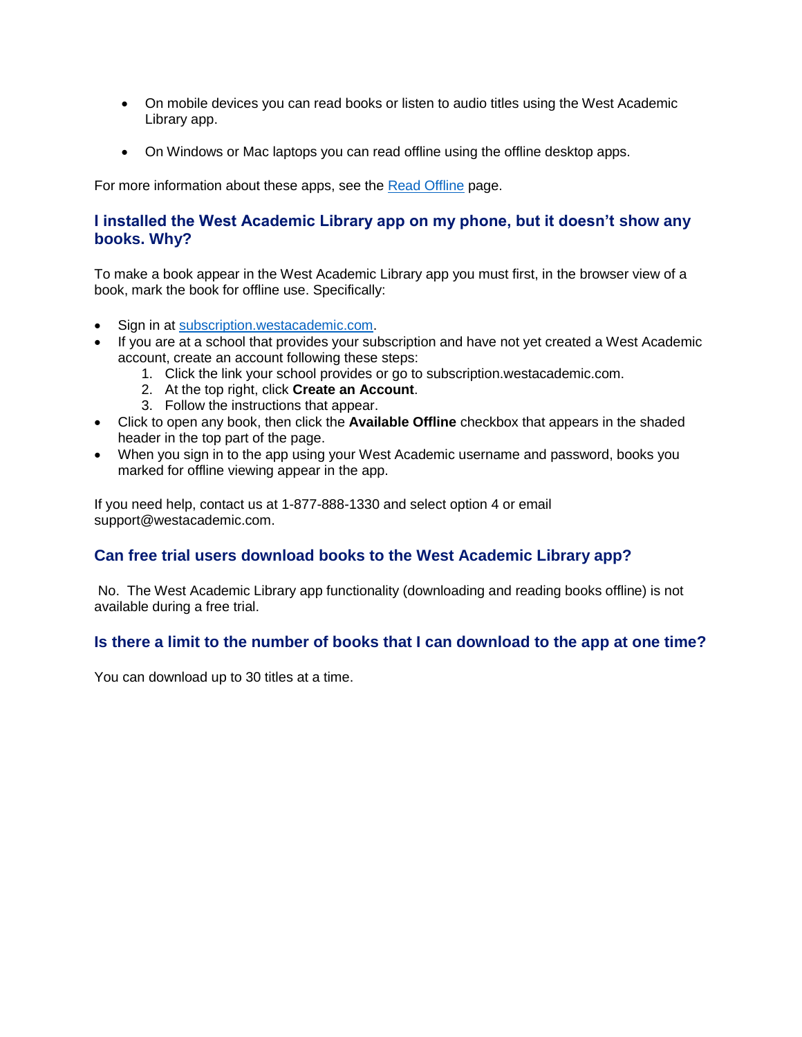- On mobile devices you can read books or listen to audio titles using the West Academic Library app.

- On Windows or Mac laptops you can read offline using the offline desktop apps.

For more information about these apps, see the [Read Offline]() page.

### I installed the West Academic Library app on my phone, but it doesn't show any books. Why?

To make a book appear in the West Academic Library app you must first, in the browser view of a book, mark the book for offline use. Specifically:

- Sign in at [subscription.westacademic.com]().
- If you are at a school that provides your subscription and have not yet created a West Academic account, create an account following these steps:
  1. Click the link your school provides or go to subscription.westacademic.com.
  2. At the top right, click **Create an Account**.
  3. Follow the instructions that appear.
- Click to open any book, then click the **Available Offline** checkbox that appears in the shaded header in the top part of the page.
- When you sign in to the app using your West Academic username and password, books you marked for offline viewing appear in the app.

If you need help, contact us at 1-877-888-1330 and select option 4 or email support@westacademic.com.

### Can free trial users download books to the West Academic Library app?

No. The West Academic Library app functionality (downloading and reading books offline) is not available during a free trial.

### Is there a limit to the number of books that I can download to the app at one time?

You can download up to 30 titles at a time.